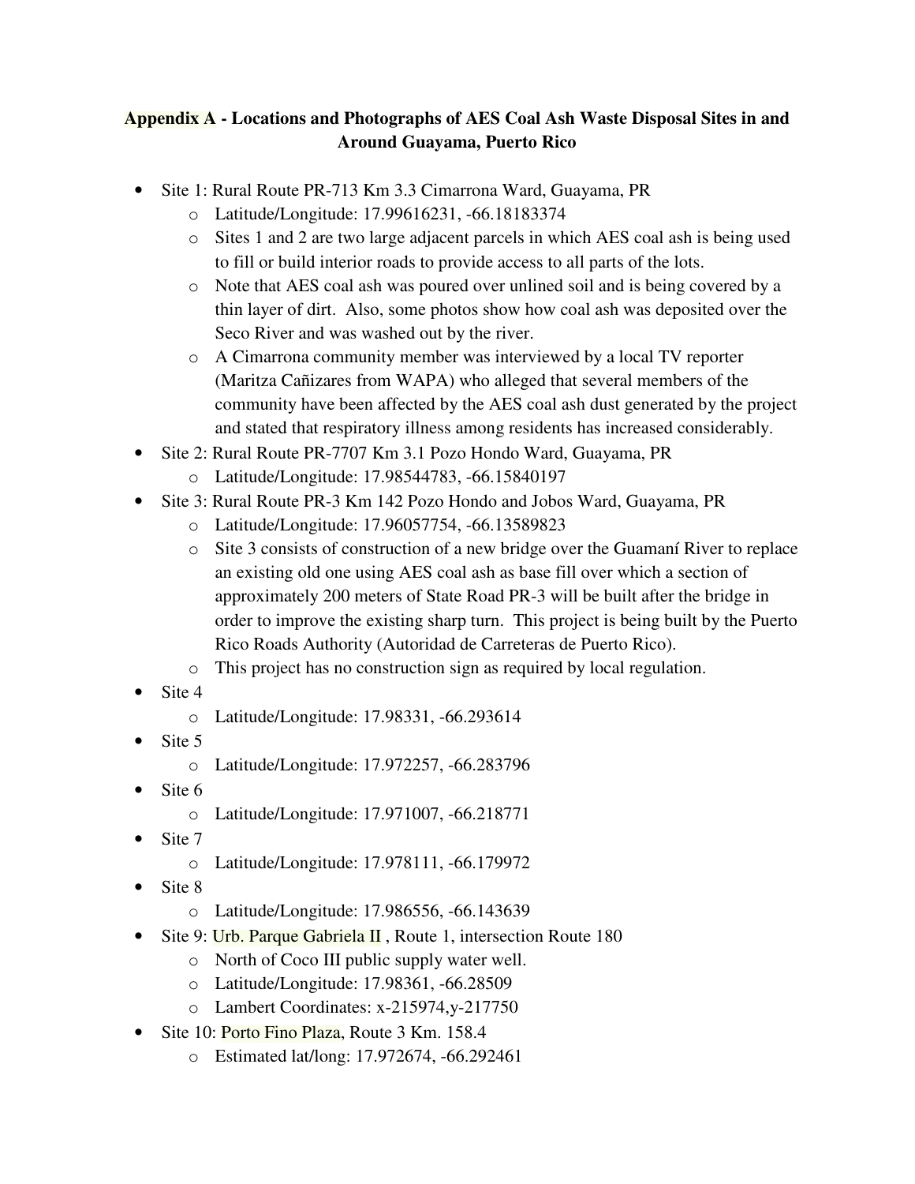# Appendix A - Locations and Photographs of AES Coal Ash Waste Disposal Sites in and Around Guayama, Puerto Rico

- Site 1: Rural Route PR-713 Km 3.3 Cimarrona Ward, Guayama, PR
  - Latitude/Longitude: 17.99616231, -66.18183374
  - Sites 1 and 2 are two large adjacent parcels in which AES coal ash is being used to fill or build interior roads to provide access to all parts of the lots.
  - Note that AES coal ash was poured over unlined soil and is being covered by a thin layer of dirt. Also, some photos show how coal ash was deposited over the Seco River and was washed out by the river.
  - A Cimarrona community member was interviewed by a local TV reporter (Maritza Cañizares from WAPA) who alleged that several members of the community have been affected by the AES coal ash dust generated by the project and stated that respiratory illness among residents has increased considerably.
- Site 2: Rural Route PR-7707 Km 3.1 Pozo Hondo Ward, Guayama, PR
  - Latitude/Longitude: 17.98544783, -66.15840197
- Site 3: Rural Route PR-3 Km 142 Pozo Hondo and Jobos Ward, Guayama, PR
  - Latitude/Longitude: 17.96057754, -66.13589823
  - Site 3 consists of construction of a new bridge over the Guamaní River to replace an existing old one using AES coal ash as base fill over which a section of approximately 200 meters of State Road PR-3 will be built after the bridge in order to improve the existing sharp turn. This project is being built by the Puerto Rico Roads Authority (Autoridad de Carreteras de Puerto Rico).
  - This project has no construction sign as required by local regulation.
- Site 4
  - Latitude/Longitude: 17.98331, -66.293614
- Site 5
  - Latitude/Longitude: 17.972257, -66.283796
- Site 6
  - Latitude/Longitude: 17.971007, -66.218771
- Site 7
  - Latitude/Longitude: 17.978111, -66.179972
- Site 8
  - Latitude/Longitude: 17.986556, -66.143639
- Site 9: Urb. Parque Gabriela II , Route 1, intersection Route 180
  - North of Coco III public supply water well.
  - Latitude/Longitude: 17.98361, -66.28509
  - Lambert Coordinates: x-215974,y-217750
- Site 10: Porto Fino Plaza, Route 3 Km. 158.4
  - Estimated lat/long: 17.972674, -66.292461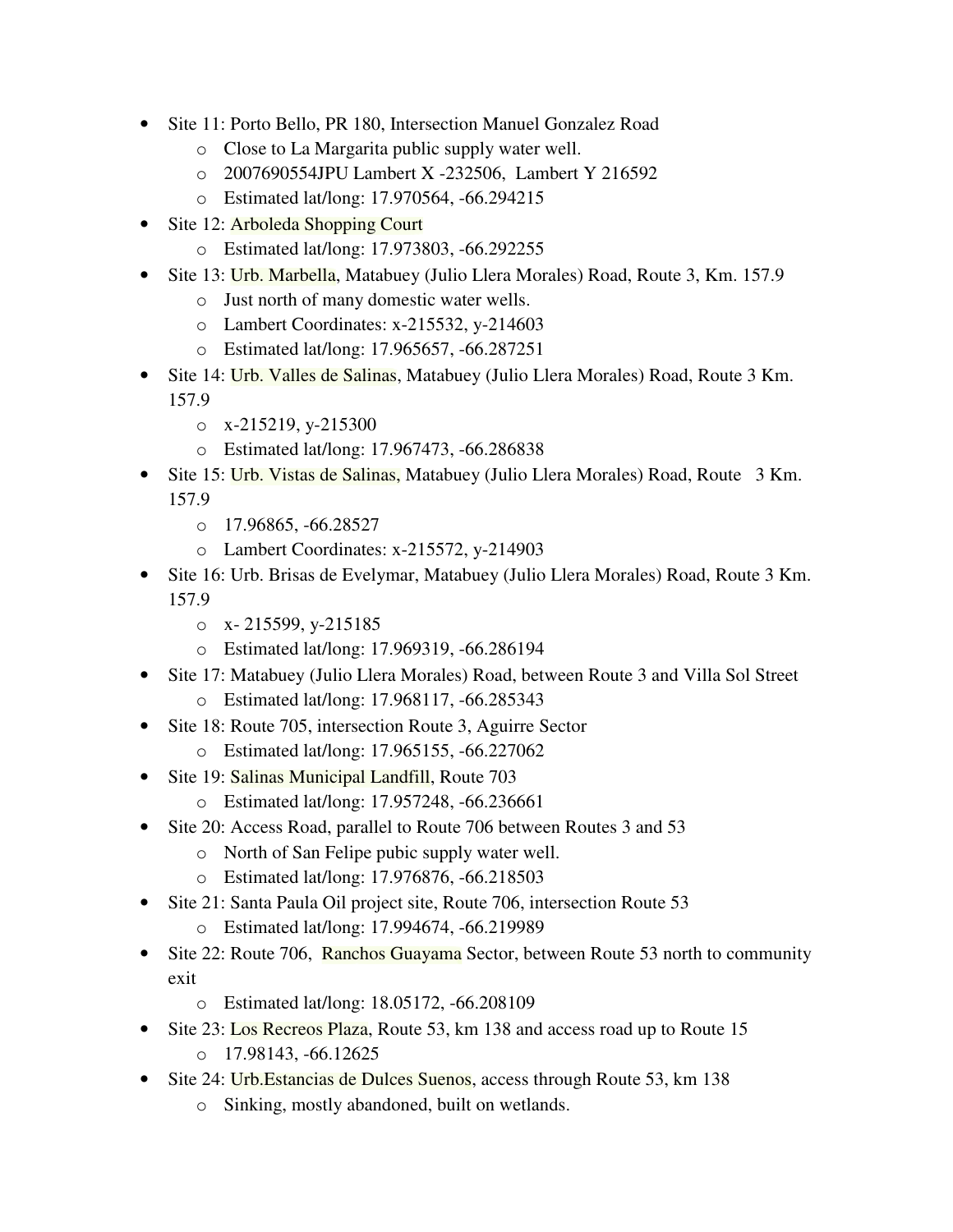- Site 11: Porto Bello, PR 180, Intersection Manuel Gonzalez Road
  - Close to La Margarita public supply water well.
  - 2007690554JPU Lambert X -232506, Lambert Y 216592
  - Estimated lat/long: 17.970564, -66.294215
- Site 12: Arboleda Shopping Court
  - Estimated lat/long: 17.973803, -66.292255
- Site 13: Urb. Marbella, Matabuey (Julio Llera Morales) Road, Route 3, Km. 157.9
  - Just north of many domestic water wells.
  - Lambert Coordinates: x-215532, y-214603
  - Estimated lat/long: 17.965657, -66.287251
- Site 14: Urb. Valles de Salinas, Matabuey (Julio Llera Morales) Road, Route 3 Km. 157.9
  - x-215219, y-215300
  - Estimated lat/long: 17.967473, -66.286838
- Site 15: Urb. Vistas de Salinas, Matabuey (Julio Llera Morales) Road, Route 3 Km. 157.9
  - 17.96865, -66.28527
  - Lambert Coordinates: x-215572, y-214903
- Site 16: Urb. Brisas de Evelymar, Matabuey (Julio Llera Morales) Road, Route 3 Km. 157.9
  - x- 215599, y-215185
  - Estimated lat/long: 17.969319, -66.286194
- Site 17: Matabuey (Julio Llera Morales) Road, between Route 3 and Villa Sol Street
  - Estimated lat/long: 17.968117, -66.285343
- Site 18: Route 705, intersection Route 3, Aguirre Sector
  - Estimated lat/long: 17.965155, -66.227062
- Site 19: Salinas Municipal Landfill, Route 703
  - Estimated lat/long: 17.957248, -66.236661
- Site 20: Access Road, parallel to Route 706 between Routes 3 and 53
  - North of San Felipe pubic supply water well.
  - Estimated lat/long: 17.976876, -66.218503
- Site 21: Santa Paula Oil project site, Route 706, intersection Route 53
  - Estimated lat/long: 17.994674, -66.219989
- Site 22: Route 706, Ranchos Guayama Sector, between Route 53 north to community exit
  - Estimated lat/long: 18.05172, -66.208109
- Site 23: Los Recreos Plaza, Route 53, km 138 and access road up to Route 15
  - 17.98143, -66.12625
- Site 24: Urb.Estancias de Dulces Suenos, access through Route 53, km 138
  - Sinking, mostly abandoned, built on wetlands.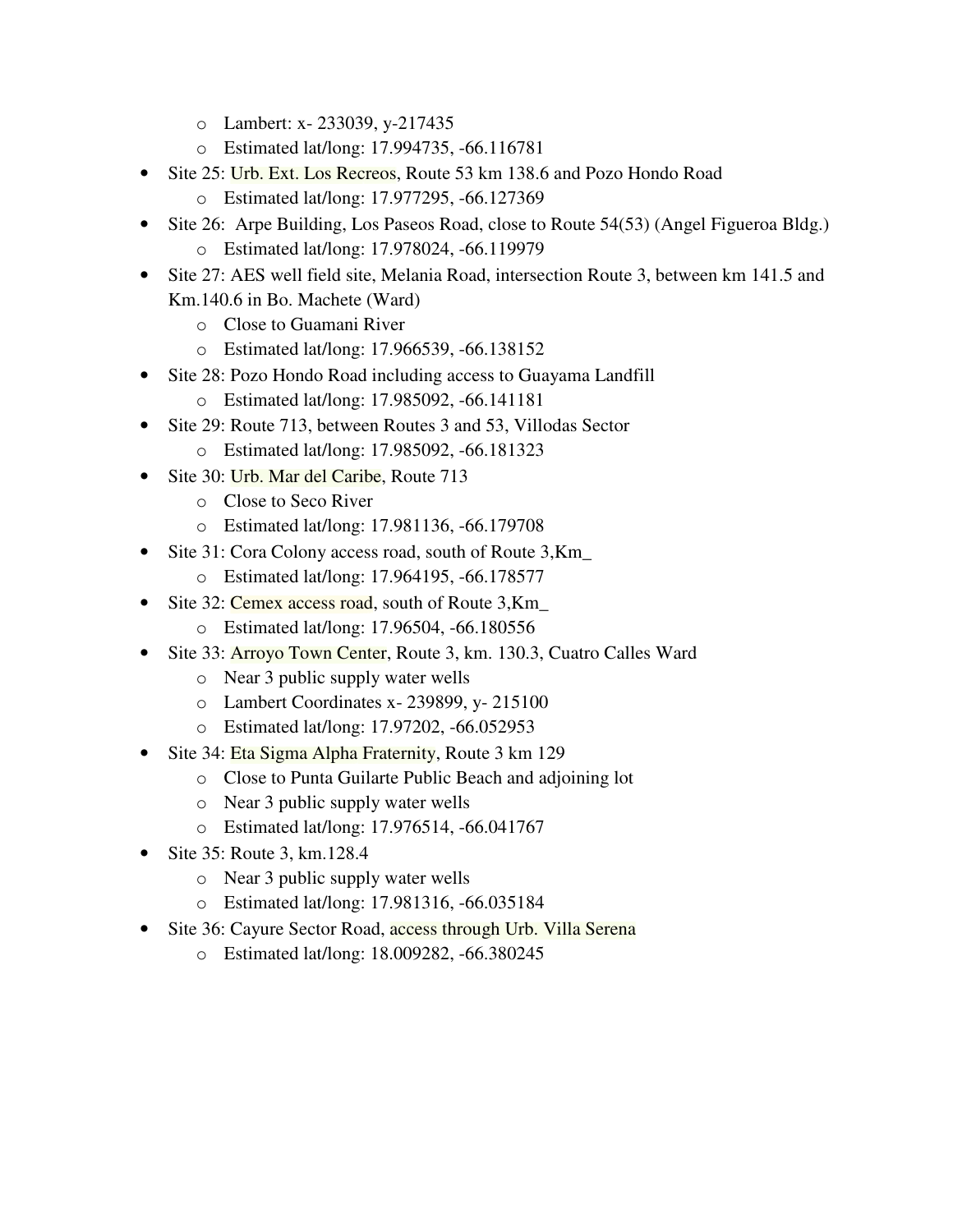- Lambert: x- 233039, y-217435
  - Estimated lat/long: 17.994735, -66.116781
- Site 25: Urb. Ext. Los Recreos, Route 53 km 138.6 and Pozo Hondo Road
  - Estimated lat/long: 17.977295, -66.127369
- Site 26: Arpe Building, Los Paseos Road, close to Route 54(53) (Angel Figueroa Bldg.)
  - Estimated lat/long: 17.978024, -66.119979
- Site 27: AES well field site, Melania Road, intersection Route 3, between km 141.5 and Km.140.6 in Bo. Machete (Ward)
  - Close to Guamani River
  - Estimated lat/long: 17.966539, -66.138152
- Site 28: Pozo Hondo Road including access to Guayama Landfill
  - Estimated lat/long: 17.985092, -66.141181
- Site 29: Route 713, between Routes 3 and 53, Villodas Sector
  - Estimated lat/long: 17.985092, -66.181323
- Site 30: Urb. Mar del Caribe, Route 713
  - Close to Seco River
  - Estimated lat/long: 17.981136, -66.179708
- Site 31: Cora Colony access road, south of Route 3,Km_
  - Estimated lat/long: 17.964195, -66.178577
- Site 32: Cemex access road, south of Route 3,Km_
  - Estimated lat/long: 17.96504, -66.180556
- Site 33: Arroyo Town Center, Route 3, km. 130.3, Cuatro Calles Ward
  - Near 3 public supply water wells
  - Lambert Coordinates x- 239899, y- 215100
  - Estimated lat/long: 17.97202, -66.052953
- Site 34: Eta Sigma Alpha Fraternity, Route 3 km 129
  - Close to Punta Guilarte Public Beach and adjoining lot
  - Near 3 public supply water wells
  - Estimated lat/long: 17.976514, -66.041767
- Site 35: Route 3, km.128.4
  - Near 3 public supply water wells
  - Estimated lat/long: 17.981316, -66.035184
- Site 36: Cayure Sector Road, access through Urb. Villa Serena
  - Estimated lat/long: 18.009282, -66.380245